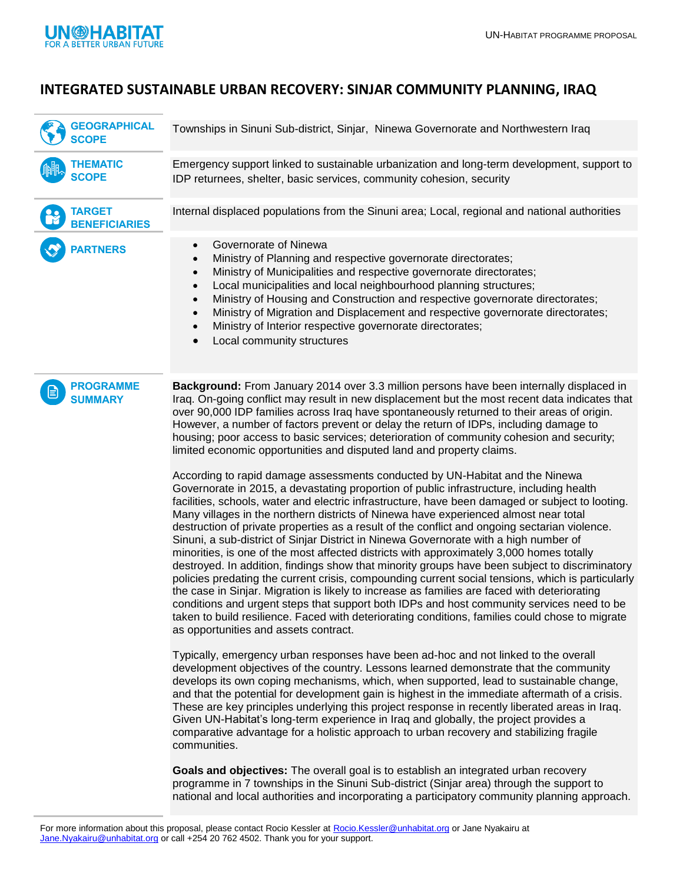# INTEGRATED SUSTAINABLE URBAN RECOVERY: SINJAR COMMUNITY PLANNING, IRAQ

**GEOGRAPHICAL SCOPE**

Townships in Sinuni Sub-district, Sinjar, Ninewa Governorate and Northwestern Iraq

**THEMATIC SCOPE**

Emergency support linked to sustainable urbanization and long-term development, support to IDP returnees, shelter, basic services, community cohesion, security

**TARGET BENEFICIARIES**

Internal displaced populations from the Sinuni area; Local, regional and national authorities

**PARTNERS**

- Governorate of Ninewa
- Ministry of Planning and respective governorate directorates;
- Ministry of Municipalities and respective governorate directorates;
- Local municipalities and local neighbourhood planning structures;
- Ministry of Housing and Construction and respective governorate directorates;
- Ministry of Migration and Displacement and respective governorate directorates;
- Ministry of Interior respective governorate directorates;
- Local community structures

**PROGRAMME SUMMARY**

**Background:** From January 2014 over 3.3 million persons have been internally displaced in Iraq. On-going conflict may result in new displacement but the most recent data indicates that over 90,000 IDP families across Iraq have spontaneously returned to their areas of origin. However, a number of factors prevent or delay the return of IDPs, including damage to housing; poor access to basic services; deterioration of community cohesion and security; limited economic opportunities and disputed land and property claims.

According to rapid damage assessments conducted by UN-Habitat and the Ninewa Governorate in 2015, a devastating proportion of public infrastructure, including health facilities, schools, water and electric infrastructure, have been damaged or subject to looting. Many villages in the northern districts of Ninewa have experienced almost near total destruction of private properties as a result of the conflict and ongoing sectarian violence. Sinuni, a sub-district of Sinjar District in Ninewa Governorate with a high number of minorities, is one of the most affected districts with approximately 3,000 homes totally destroyed. In addition, findings show that minority groups have been subject to discriminatory policies predating the current crisis, compounding current social tensions, which is particularly the case in Sinjar. Migration is likely to increase as families are faced with deteriorating conditions and urgent steps that support both IDPs and host community services need to be taken to build resilience. Faced with deteriorating conditions, families could chose to migrate as opportunities and assets contract.

Typically, emergency urban responses have been ad-hoc and not linked to the overall development objectives of the country. Lessons learned demonstrate that the community develops its own coping mechanisms, which, when supported, lead to sustainable change, and that the potential for development gain is highest in the immediate aftermath of a crisis. These are key principles underlying this project response in recently liberated areas in Iraq. Given UN-Habitat's long-term experience in Iraq and globally, the project provides a comparative advantage for a holistic approach to urban recovery and stabilizing fragile communities.

**Goals and objectives:** The overall goal is to establish an integrated urban recovery programme in 7 townships in the Sinuni Sub-district (Sinjar area) through the support to national and local authorities and incorporating a participatory community planning approach.

For more information about this proposal, please contact Rocio Kessler at Rocio.Kessler@unhabitat.org or Jane Nyakairu at Jane.Nyakairu@unhabitat.org or call +254 20 762 4502. Thank you for your support.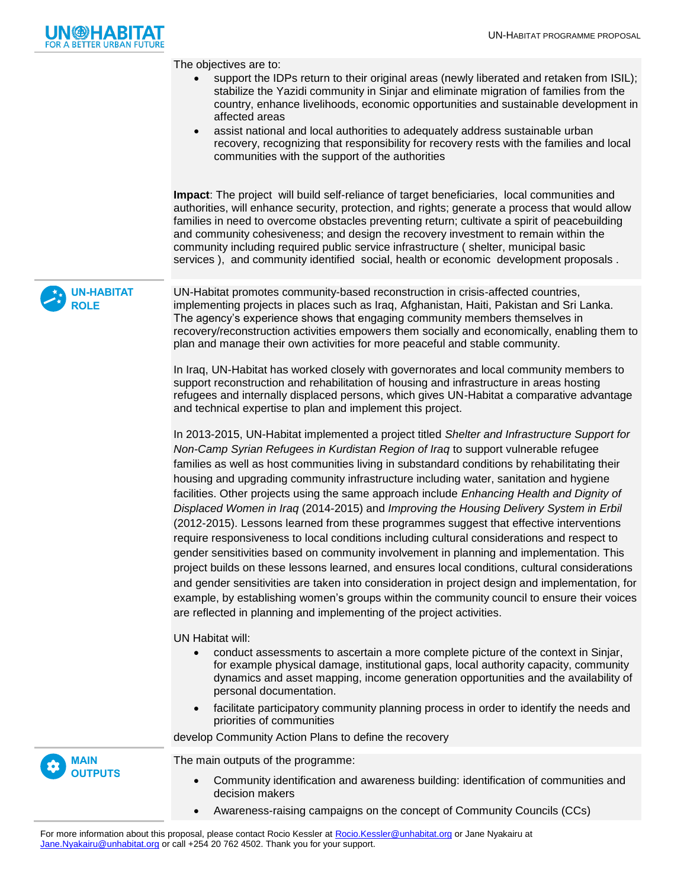The objectives are to:

- support the IDPs return to their original areas (newly liberated and retaken from ISIL); stabilize the Yazidi community in Sinjar and eliminate migration of families from the country, enhance livelihoods, economic opportunities and sustainable development in affected areas
- assist national and local authorities to adequately address sustainable urban recovery, recognizing that responsibility for recovery rests with the families and local communities with the support of the authorities

**Impact**: The project will build self-reliance of target beneficiaries, local communities and authorities, will enhance security, protection, and rights; generate a process that would allow families in need to overcome obstacles preventing return; cultivate a spirit of peacebuilding and community cohesiveness; and design the recovery investment to remain within the community including required public service infrastructure ( shelter, municipal basic services ), and community identified social, health or economic development proposals .

## UN-HABITAT ROLE

UN-Habitat promotes community-based reconstruction in crisis-affected countries, implementing projects in places such as Iraq, Afghanistan, Haiti, Pakistan and Sri Lanka. The agency's experience shows that engaging community members themselves in recovery/reconstruction activities empowers them socially and economically, enabling them to plan and manage their own activities for more peaceful and stable community.

In Iraq, UN-Habitat has worked closely with governorates and local community members to support reconstruction and rehabilitation of housing and infrastructure in areas hosting refugees and internally displaced persons, which gives UN-Habitat a comparative advantage and technical expertise to plan and implement this project.

In 2013-2015, UN-Habitat implemented a project titled *Shelter and Infrastructure Support for Non-Camp Syrian Refugees in Kurdistan Region of Iraq* to support vulnerable refugee families as well as host communities living in substandard conditions by rehabilitating their housing and upgrading community infrastructure including water, sanitation and hygiene facilities. Other projects using the same approach include *Enhancing Health and Dignity of Displaced Women in Iraq* (2014-2015) and *Improving the Housing Delivery System in Erbil* (2012-2015). Lessons learned from these programmes suggest that effective interventions require responsiveness to local conditions including cultural considerations and respect to gender sensitivities based on community involvement in planning and implementation. This project builds on these lessons learned, and ensures local conditions, cultural considerations and gender sensitivities are taken into consideration in project design and implementation, for example, by establishing women's groups within the community council to ensure their voices are reflected in planning and implementing of the project activities.

UN Habitat will:

- conduct assessments to ascertain a more complete picture of the context in Sinjar, for example physical damage, institutional gaps, local authority capacity, community dynamics and asset mapping, income generation opportunities and the availability of personal documentation.
- facilitate participatory community planning process in order to identify the needs and priorities of communities

develop Community Action Plans to define the recovery

## MAIN OUTPUTS

The main outputs of the programme:

- Community identification and awareness building: identification of communities and decision makers
- Awareness-raising campaigns on the concept of Community Councils (CCs)

For more information about this proposal, please contact Rocio Kessler at Rocio.Kessler@unhabitat.org or Jane Nyakairu at Jane.Nyakairu@unhabitat.org or call +254 20 762 4502. Thank you for your support.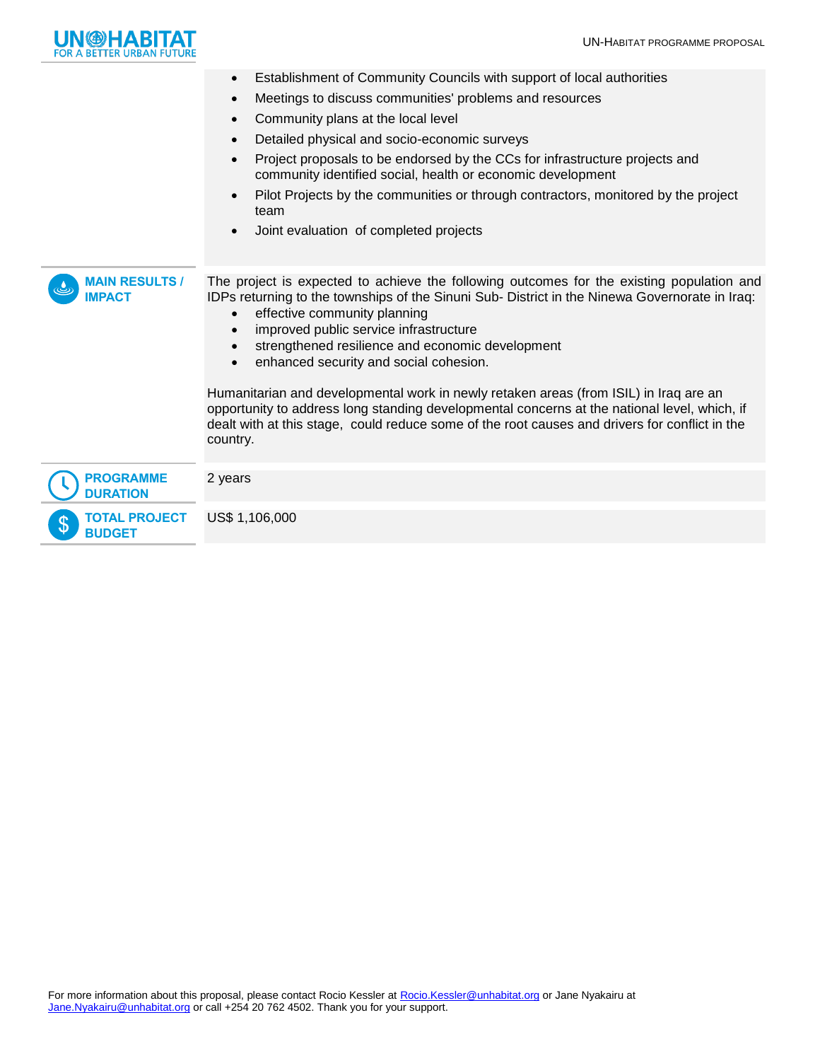- Establishment of Community Councils with support of local authorities
- Meetings to discuss communities' problems and resources
- Community plans at the local level
- Detailed physical and socio-economic surveys
- Project proposals to be endorsed by the CCs for infrastructure projects and community identified social, health or economic development
- Pilot Projects by the communities or through contractors, monitored by the project team
- Joint evaluation of completed projects

### MAIN RESULTS / IMPACT

The project is expected to achieve the following outcomes for the existing population and IDPs returning to the townships of the Sinuni Sub- District in the Ninewa Governorate in Iraq:

- effective community planning
- improved public service infrastructure
- strengthened resilience and economic development
- enhanced security and social cohesion.

Humanitarian and developmental work in newly retaken areas (from ISIL) in Iraq are an opportunity to address long standing developmental concerns at the national level, which, if dealt with at this stage, could reduce some of the root causes and drivers for conflict in the country.

### PROGRAMME DURATION

2 years

### TOTAL PROJECT BUDGET

US$ 1,106,000

For more information about this proposal, please contact Rocio Kessler at Rocio.Kessler@unhabitat.org or Jane Nyakairu at Jane.Nyakairu@unhabitat.org or call +254 20 762 4502. Thank you for your support.